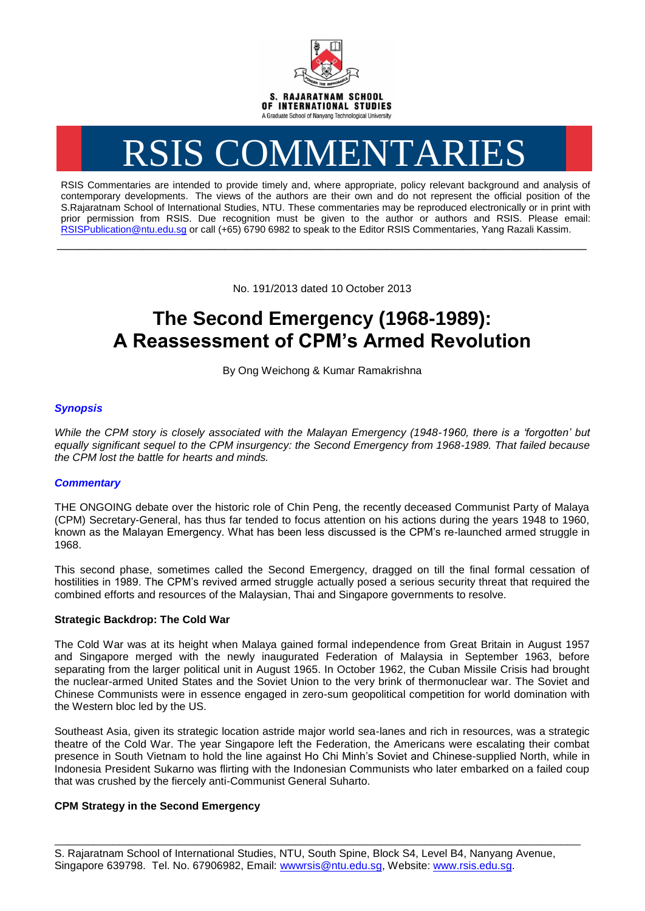S. RAJARATNAM SCHOOL OF INTERNATIONAL STUDIES

A Graduate School of Nanyang Technological University

# RSIS COMMENTARIES

RSIS Commentaries are intended to provide timely and, where appropriate, policy relevant background and analysis of contemporary developments. The views of the authors are their own and do not represent the official position of the S.Rajaratnam School of International Studies, NTU. These commentaries may be reproduced electronically or in print with prior permission from RSIS. Due recognition must be given to the author or authors and RSIS. Please email: RSISPublication@ntu.edu.sg or call (+65) 6790 6982 to speak to the Editor RSIS Commentaries, Yang Razali Kassim.

---

No. 191/2013 dated 10 October 2013

# The Second Emergency (1968-1989): A Reassessment of CPM's Armed Revolution

By Ong Weichong & Kumar Ramakrishna

### *Synopsis*

*While the CPM story is closely associated with the Malayan Emergency (1948-1960, there is a 'forgotten' but equally significant sequel to the CPM insurgency: the Second Emergency from 1968-1989. That failed because the CPM lost the battle for hearts and minds.*

### *Commentary*

THE ONGOING debate over the historic role of Chin Peng, the recently deceased Communist Party of Malaya (CPM) Secretary-General, has thus far tended to focus attention on his actions during the years 1948 to 1960, known as the Malayan Emergency. What has been less discussed is the CPM's re-launched armed struggle in 1968.

This second phase, sometimes called the Second Emergency, dragged on till the final formal cessation of hostilities in 1989. The CPM's revived armed struggle actually posed a serious security threat that required the combined efforts and resources of the Malaysian, Thai and Singapore governments to resolve.

**Strategic Backdrop: The Cold War**

The Cold War was at its height when Malaya gained formal independence from Great Britain in August 1957 and Singapore merged with the newly inaugurated Federation of Malaysia in September 1963, before separating from the larger political unit in August 1965. In October 1962, the Cuban Missile Crisis had brought the nuclear-armed United States and the Soviet Union to the very brink of thermonuclear war. The Soviet and Chinese Communists were in essence engaged in zero-sum geopolitical competition for world domination with the Western bloc led by the US.

Southeast Asia, given its strategic location astride major world sea-lanes and rich in resources, was a strategic theatre of the Cold War. The year Singapore left the Federation, the Americans were escalating their combat presence in South Vietnam to hold the line against Ho Chi Minh's Soviet and Chinese-supplied North, while in Indonesia President Sukarno was flirting with the Indonesian Communists who later embarked on a failed coup that was crushed by the fiercely anti-Communist General Suharto.

**CPM Strategy in the Second Emergency**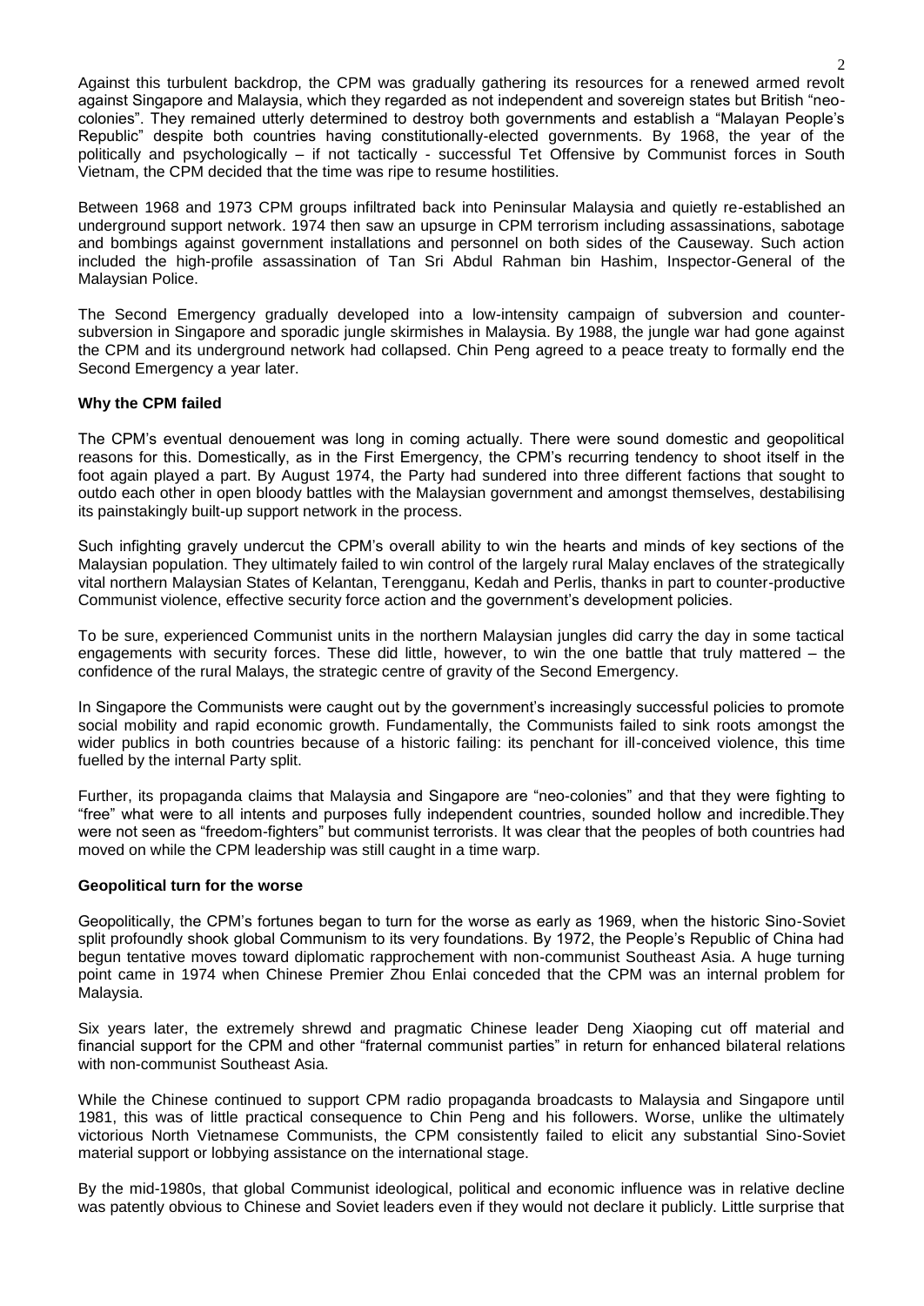Against this turbulent backdrop, the CPM was gradually gathering its resources for a renewed armed revolt against Singapore and Malaysia, which they regarded as not independent and sovereign states but British "neo-colonies". They remained utterly determined to destroy both governments and establish a "Malayan People's Republic" despite both countries having constitutionally-elected governments. By 1968, the year of the politically and psychologically – if not tactically - successful Tet Offensive by Communist forces in South Vietnam, the CPM decided that the time was ripe to resume hostilities.

Between 1968 and 1973 CPM groups infiltrated back into Peninsular Malaysia and quietly re-established an underground support network. 1974 then saw an upsurge in CPM terrorism including assassinations, sabotage and bombings against government installations and personnel on both sides of the Causeway. Such action included the high-profile assassination of Tan Sri Abdul Rahman bin Hashim, Inspector-General of the Malaysian Police.

The Second Emergency gradually developed into a low-intensity campaign of subversion and counter-subversion in Singapore and sporadic jungle skirmishes in Malaysia. By 1988, the jungle war had gone against the CPM and its underground network had collapsed. Chin Peng agreed to a peace treaty to formally end the Second Emergency a year later.

**Why the CPM failed**

The CPM's eventual denouement was long in coming actually. There were sound domestic and geopolitical reasons for this. Domestically, as in the First Emergency, the CPM's recurring tendency to shoot itself in the foot again played a part. By August 1974, the Party had sundered into three different factions that sought to outdo each other in open bloody battles with the Malaysian government and amongst themselves, destabilising its painstakingly built-up support network in the process.

Such infighting gravely undercut the CPM's overall ability to win the hearts and minds of key sections of the Malaysian population. They ultimately failed to win control of the largely rural Malay enclaves of the strategically vital northern Malaysian States of Kelantan, Terengganu, Kedah and Perlis, thanks in part to counter-productive Communist violence, effective security force action and the government's development policies.

To be sure, experienced Communist units in the northern Malaysian jungles did carry the day in some tactical engagements with security forces. These did little, however, to win the one battle that truly mattered – the confidence of the rural Malays, the strategic centre of gravity of the Second Emergency.

In Singapore the Communists were caught out by the government's increasingly successful policies to promote social mobility and rapid economic growth. Fundamentally, the Communists failed to sink roots amongst the wider publics in both countries because of a historic failing: its penchant for ill-conceived violence, this time fuelled by the internal Party split.

Further, its propaganda claims that Malaysia and Singapore are "neo-colonies" and that they were fighting to "free" what were to all intents and purposes fully independent countries, sounded hollow and incredible.They were not seen as "freedom-fighters" but communist terrorists. It was clear that the peoples of both countries had moved on while the CPM leadership was still caught in a time warp.

**Geopolitical turn for the worse**

Geopolitically, the CPM's fortunes began to turn for the worse as early as 1969, when the historic Sino-Soviet split profoundly shook global Communism to its very foundations. By 1972, the People's Republic of China had begun tentative moves toward diplomatic rapprochement with non-communist Southeast Asia. A huge turning point came in 1974 when Chinese Premier Zhou Enlai conceded that the CPM was an internal problem for Malaysia.

Six years later, the extremely shrewd and pragmatic Chinese leader Deng Xiaoping cut off material and financial support for the CPM and other "fraternal communist parties" in return for enhanced bilateral relations with non-communist Southeast Asia.

While the Chinese continued to support CPM radio propaganda broadcasts to Malaysia and Singapore until 1981, this was of little practical consequence to Chin Peng and his followers. Worse, unlike the ultimately victorious North Vietnamese Communists, the CPM consistently failed to elicit any substantial Sino-Soviet material support or lobbying assistance on the international stage.

By the mid-1980s, that global Communist ideological, political and economic influence was in relative decline was patently obvious to Chinese and Soviet leaders even if they would not declare it publicly. Little surprise that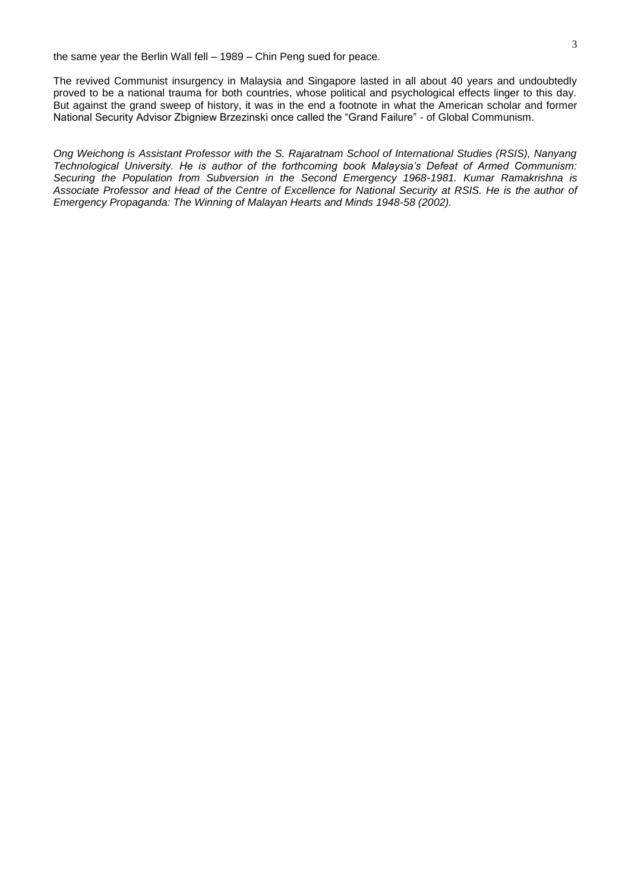the same year the Berlin Wall fell – 1989 – Chin Peng sued for peace.

The revived Communist insurgency in Malaysia and Singapore lasted in all about 40 years and undoubtedly proved to be a national trauma for both countries, whose political and psychological effects linger to this day. But against the grand sweep of history, it was in the end a footnote in what the American scholar and former National Security Advisor Zbigniew Brzezinski once called the "Grand Failure" - of Global Communism.

*Ong Weichong is Assistant Professor with the S. Rajaratnam School of International Studies (RSIS), Nanyang Technological University. He is author of the forthcoming book Malaysia's Defeat of Armed Communism: Securing the Population from Subversion in the Second Emergency 1968-1981. Kumar Ramakrishna is Associate Professor and Head of the Centre of Excellence for National Security at RSIS. He is the author of Emergency Propaganda: The Winning of Malayan Hearts and Minds 1948-58 (2002).*